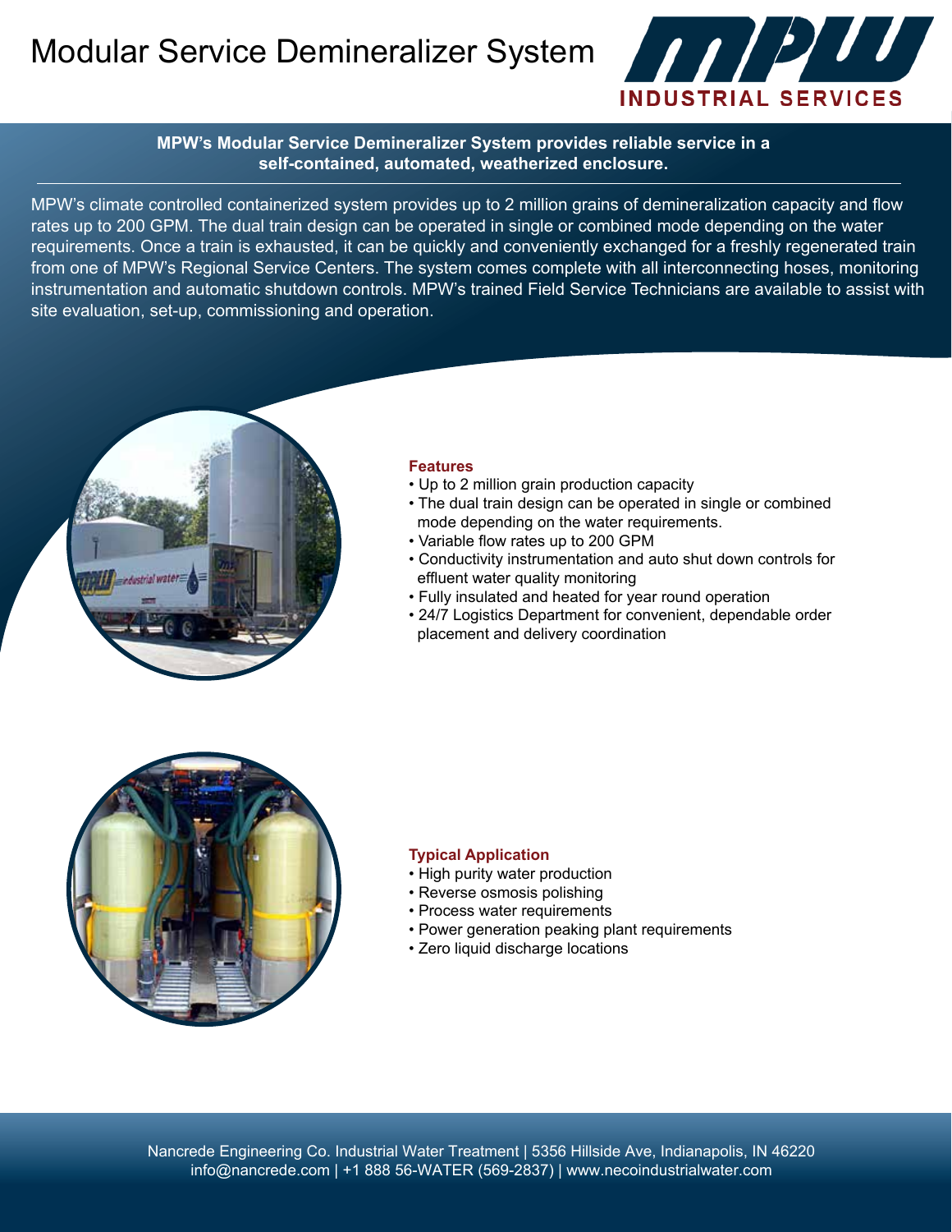# Modular Service Demineralizer System

MPW INDUSTRIAL SERVICES

**MPW's Modular Service Demineralizer System provides reliable service in a self-contained, automated, weatherized enclosure.**

MPW's climate controlled containerized system provides up to 2 million grains of demineralization capacity and flow rates up to 200 GPM. The dual train design can be operated in single or combined mode depending on the water requirements. Once a train is exhausted, it can be quickly and conveniently exchanged for a freshly regenerated train from one of MPW's Regional Service Centers. The system comes complete with all interconnecting hoses, monitoring instrumentation and automatic shutdown controls. MPW's trained Field Service Technicians are available to assist with site evaluation, set-up, commissioning and operation.

### Features

- Up to 2 million grain production capacity
- The dual train design can be operated in single or combined mode depending on the water requirements.
- Variable flow rates up to 200 GPM
- Conductivity instrumentation and auto shut down controls for effluent water quality monitoring
- Fully insulated and heated for year round operation
- 24/7 Logistics Department for convenient, dependable order placement and delivery coordination

### Typical Application

- High purity water production
- Reverse osmosis polishing
- Process water requirements
- Power generation peaking plant requirements
- Zero liquid discharge locations

Nancrede Engineering Co. Industrial Water Treatment | 5356 Hillside Ave, Indianapolis, IN 46220
info@nancrede.com | +1 888 56-WATER (569-2837) | www.necoindustrialwater.com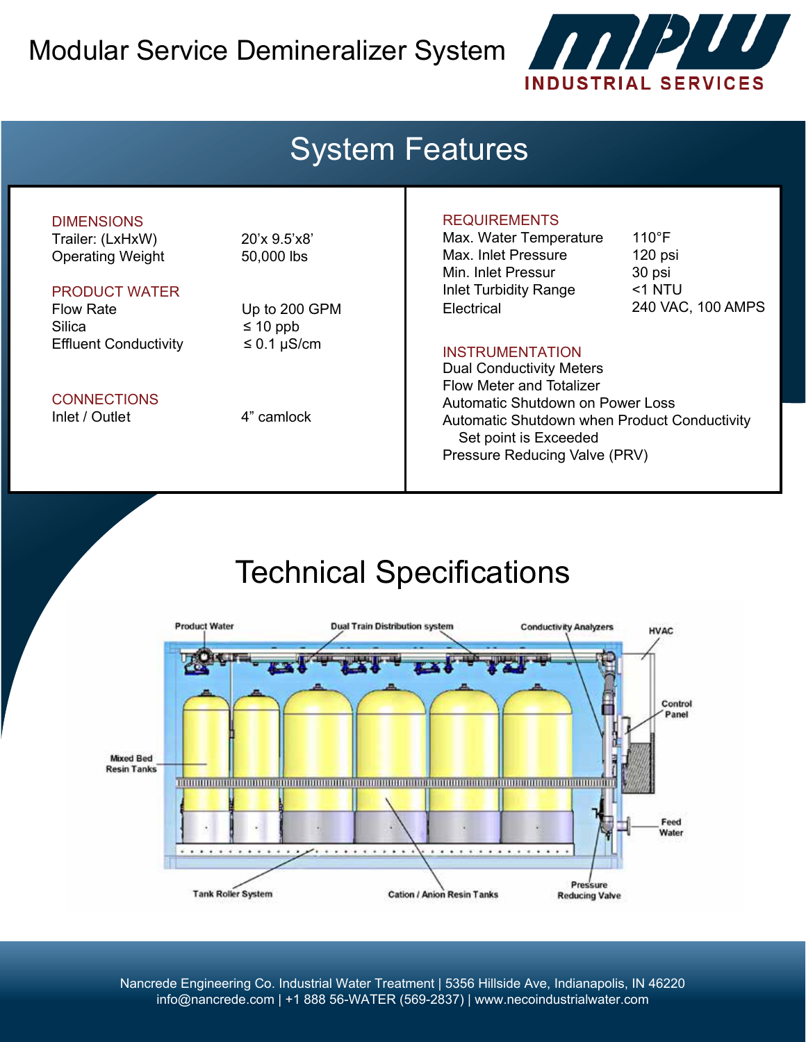# Modular Service Demineralizer System

MPW INDUSTRIAL SERVICES

## System Features

**DIMENSIONS**

| | |
|---|---|
| Trailer: (LxHxW) | 20'x 9.5'x8' |
| Operating Weight | 50,000 lbs |

**PRODUCT WATER**

| | |
|---|---|
| Flow Rate | Up to 200 GPM |
| Silica | ≤ 10 ppb |
| Effluent Conductivity | ≤ 0.1 µS/cm |

**CONNECTIONS**

| | |
|---|---|
| Inlet / Outlet | 4" camlock |

**REQUIREMENTS**

| | |
|---|---|
| Max. Water Temperature | 110°F |
| Max. Inlet Pressure | 120 psi |
| Min. Inlet Pressur | 30 psi |
| Inlet Turbidity Range | <1 NTU |
| Electrical | 240 VAC, 100 AMPS |

**INSTRUMENTATION**

- Dual Conductivity Meters
- Flow Meter and Totalizer
- Automatic Shutdown on Power Loss
- Automatic Shutdown when Product Conductivity Set point is Exceeded
- Pressure Reducing Valve (PRV)

## Technical Specifications

Product Water
Dual Train Distribution system
Conductivity Analyzers
HVAC
Control Panel
Mixed Bed Resin Tanks
Feed Water
Tank Roller System
Cation / Anion Resin Tanks
Pressure Reducing Valve

Nancrede Engineering Co. Industrial Water Treatment | 5356 Hillside Ave, Indianapolis, IN 46220
info@nancrede.com | +1 888 56-WATER (569-2837) | www.necoindustrialwater.com